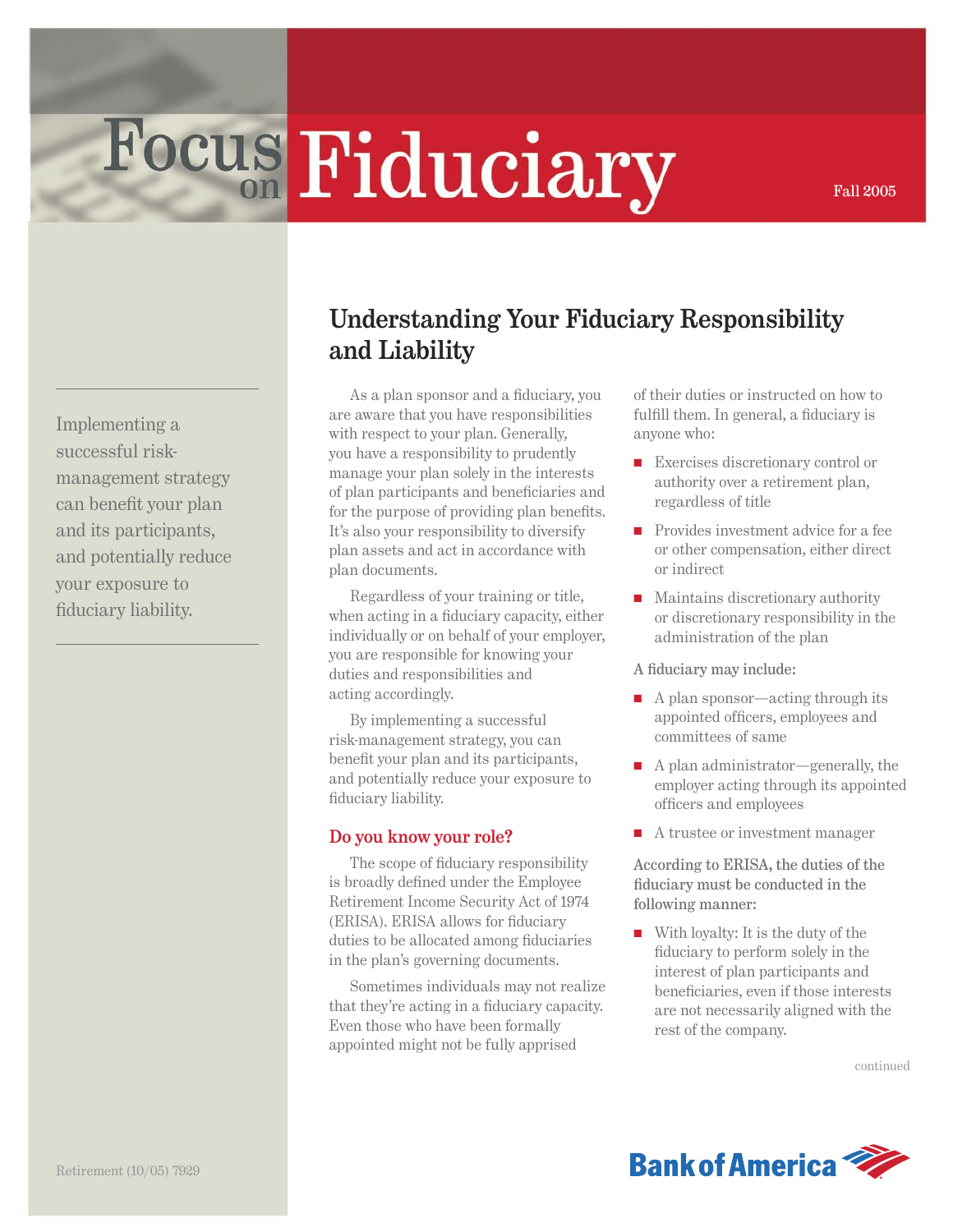# Focus on Fiduciary

Fall 2005

Implementing a successful risk-management strategy can benefit your plan and its participants, and potentially reduce your exposure to fiduciary liability.

## Understanding Your Fiduciary Responsibility and Liability

As a plan sponsor and a fiduciary, you are aware that you have responsibilities with respect to your plan. Generally, you have a responsibility to prudently manage your plan solely in the interests of plan participants and beneficiaries and for the purpose of providing plan benefits. It's also your responsibility to diversify plan assets and act in accordance with plan documents.

Regardless of your training or title, when acting in a fiduciary capacity, either individually or on behalf of your employer, you are responsible for knowing your duties and responsibilities and acting accordingly.

By implementing a successful risk-management strategy, you can benefit your plan and its participants, and potentially reduce your exposure to fiduciary liability.

### Do you know your role?

The scope of fiduciary responsibility is broadly defined under the Employee Retirement Income Security Act of 1974 (ERISA). ERISA allows for fiduciary duties to be allocated among fiduciaries in the plan's governing documents.

Sometimes individuals may not realize that they're acting in a fiduciary capacity. Even those who have been formally appointed might not be fully apprised of their duties or instructed on how to fulfill them. In general, a fiduciary is anyone who:

- Exercises discretionary control or authority over a retirement plan, regardless of title
- Provides investment advice for a fee or other compensation, either direct or indirect
- Maintains discretionary authority or discretionary responsibility in the administration of the plan

A fiduciary may include:

- A plan sponsor—acting through its appointed officers, employees and committees of same
- A plan administrator—generally, the employer acting through its appointed officers and employees
- A trustee or investment manager

According to ERISA, the duties of the fiduciary must be conducted in the following manner:

- With loyalty: It is the duty of the fiduciary to perform solely in the interest of plan participants and beneficiaries, even if those interests are not necessarily aligned with the rest of the company.

continued

Retirement (10/05) 7929

Bank of America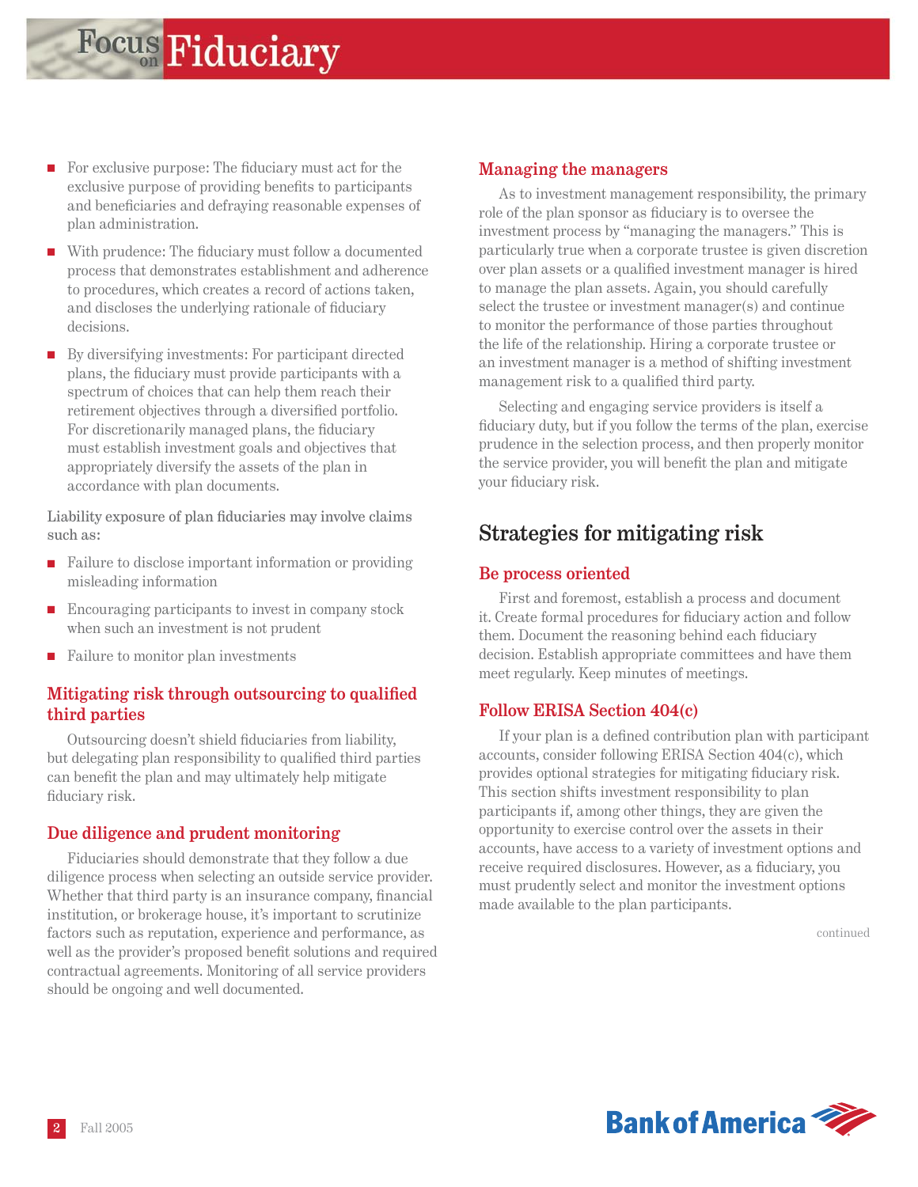- For exclusive purpose: The fiduciary must act for the exclusive purpose of providing benefits to participants and beneficiaries and defraying reasonable expenses of plan administration.
- With prudence: The fiduciary must follow a documented process that demonstrates establishment and adherence to procedures, which creates a record of actions taken, and discloses the underlying rationale of fiduciary decisions.
- By diversifying investments: For participant directed plans, the fiduciary must provide participants with a spectrum of choices that can help them reach their retirement objectives through a diversified portfolio. For discretionarily managed plans, the fiduciary must establish investment goals and objectives that appropriately diversify the assets of the plan in accordance with plan documents.

Liability exposure of plan fiduciaries may involve claims such as:

- Failure to disclose important information or providing misleading information
- Encouraging participants to invest in company stock when such an investment is not prudent
- Failure to monitor plan investments

### Mitigating risk through outsourcing to qualified third parties

Outsourcing doesn't shield fiduciaries from liability, but delegating plan responsibility to qualified third parties can benefit the plan and may ultimately help mitigate fiduciary risk.

### Due diligence and prudent monitoring

Fiduciaries should demonstrate that they follow a due diligence process when selecting an outside service provider. Whether that third party is an insurance company, financial institution, or brokerage house, it's important to scrutinize factors such as reputation, experience and performance, as well as the provider's proposed benefit solutions and required contractual agreements. Monitoring of all service providers should be ongoing and well documented.

### Managing the managers

As to investment management responsibility, the primary role of the plan sponsor as fiduciary is to oversee the investment process by "managing the managers." This is particularly true when a corporate trustee is given discretion over plan assets or a qualified investment manager is hired to manage the plan assets. Again, you should carefully select the trustee or investment manager(s) and continue to monitor the performance of those parties throughout the life of the relationship. Hiring a corporate trustee or an investment manager is a method of shifting investment management risk to a qualified third party.

Selecting and engaging service providers is itself a fiduciary duty, but if you follow the terms of the plan, exercise prudence in the selection process, and then properly monitor the service provider, you will benefit the plan and mitigate your fiduciary risk.

## Strategies for mitigating risk

### Be process oriented

First and foremost, establish a process and document it. Create formal procedures for fiduciary action and follow them. Document the reasoning behind each fiduciary decision. Establish appropriate committees and have them meet regularly. Keep minutes of meetings.

### Follow ERISA Section 404(c)

If your plan is a defined contribution plan with participant accounts, consider following ERISA Section 404(c), which provides optional strategies for mitigating fiduciary risk. This section shifts investment responsibility to plan participants if, among other things, they are given the opportunity to exercise control over the assets in their accounts, have access to a variety of investment options and receive required disclosures. However, as a fiduciary, you must prudently select and monitor the investment options made available to the plan participants.

continued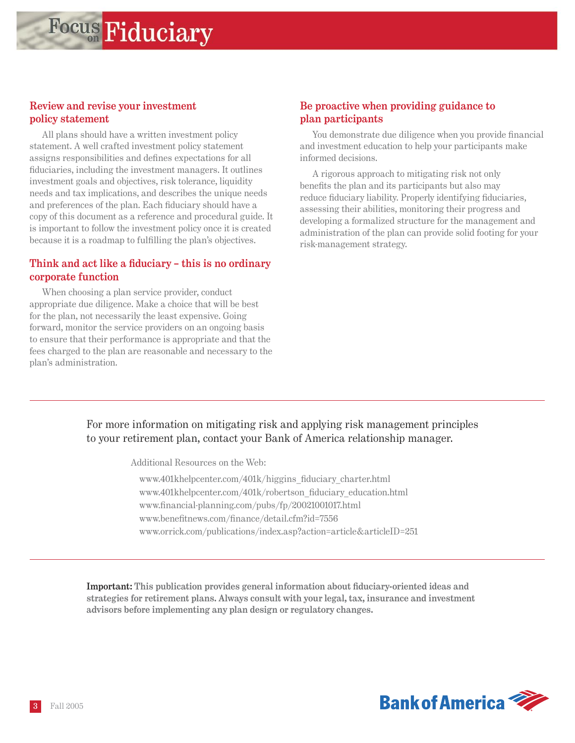### Review and revise your investment policy statement

All plans should have a written investment policy statement. A well crafted investment policy statement assigns responsibilities and defines expectations for all fiduciaries, including the investment managers. It outlines investment goals and objectives, risk tolerance, liquidity needs and tax implications, and describes the unique needs and preferences of the plan. Each fiduciary should have a copy of this document as a reference and procedural guide. It is important to follow the investment policy once it is created because it is a roadmap to fulfilling the plan's objectives.

### Think and act like a fiduciary – this is no ordinary corporate function

When choosing a plan service provider, conduct appropriate due diligence. Make a choice that will be best for the plan, not necessarily the least expensive. Going forward, monitor the service providers on an ongoing basis to ensure that their performance is appropriate and that the fees charged to the plan are reasonable and necessary to the plan's administration.

### Be proactive when providing guidance to plan participants

You demonstrate due diligence when you provide financial and investment education to help your participants make informed decisions.

A rigorous approach to mitigating risk not only benefits the plan and its participants but also may reduce fiduciary liability. Properly identifying fiduciaries, assessing their abilities, monitoring their progress and developing a formalized structure for the management and administration of the plan can provide solid footing for your risk-management strategy.

---

For more information on mitigating risk and applying risk management principles to your retirement plan, contact your Bank of America relationship manager.

Additional Resources on the Web:

www.401khelpcenter.com/401k/higgins_fiduciary_charter.html
www.401khelpcenter.com/401k/robertson_fiduciary_education.html
www.financial-planning.com/pubs/fp/20021001017.html
www.benefitnews.com/finance/detail.cfm?id=7556
www.orrick.com/publications/index.asp?action=article&articleID=251

---

**Important: This publication provides general information about fiduciary-oriented ideas and strategies for retirement plans. Always consult with your legal, tax, insurance and investment advisors before implementing any plan design or regulatory changes.**

Bank of America